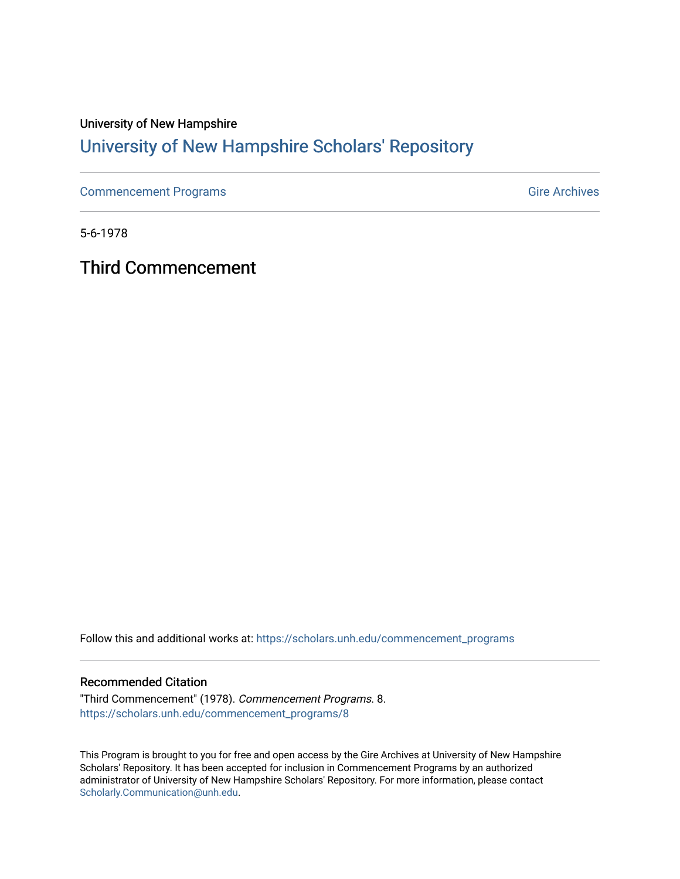University of New Hampshire

# University of New Hampshire Scholars' Repository

Commencement Programs | Gire Archives

5-6-1978

## Third Commencement

Follow this and additional works at: https://scholars.unh.edu/commencement_programs

### Recommended Citation

"Third Commencement" (1978). *Commencement Programs*. 8.
https://scholars.unh.edu/commencement_programs/8

This Program is brought to you for free and open access by the Gire Archives at University of New Hampshire Scholars' Repository. It has been accepted for inclusion in Commencement Programs by an authorized administrator of University of New Hampshire Scholars' Repository. For more information, please contact Scholarly.Communication@unh.edu.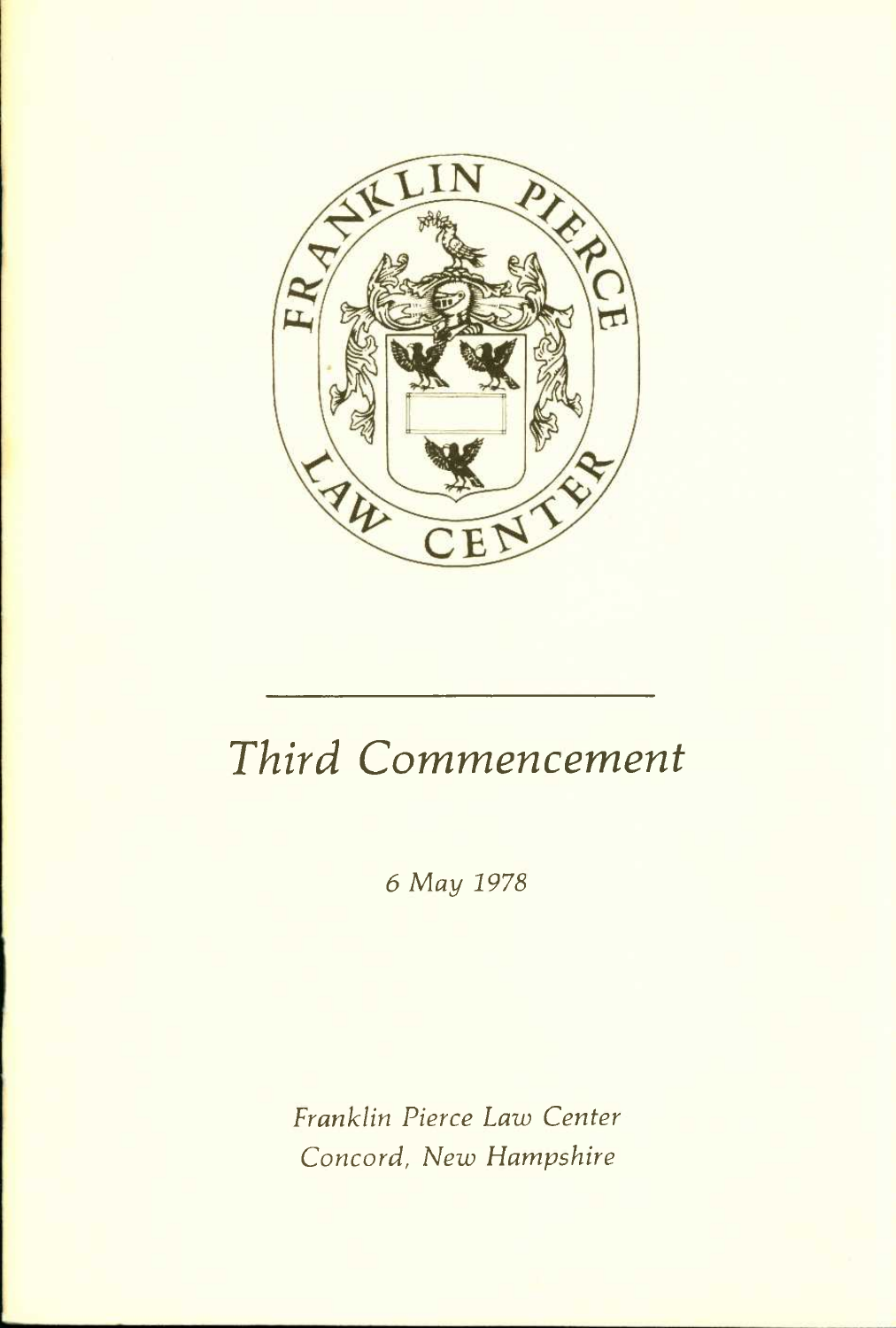# Third Commencement

*6 May 1978*

*Franklin Pierce Law Center*
*Concord, New Hampshire*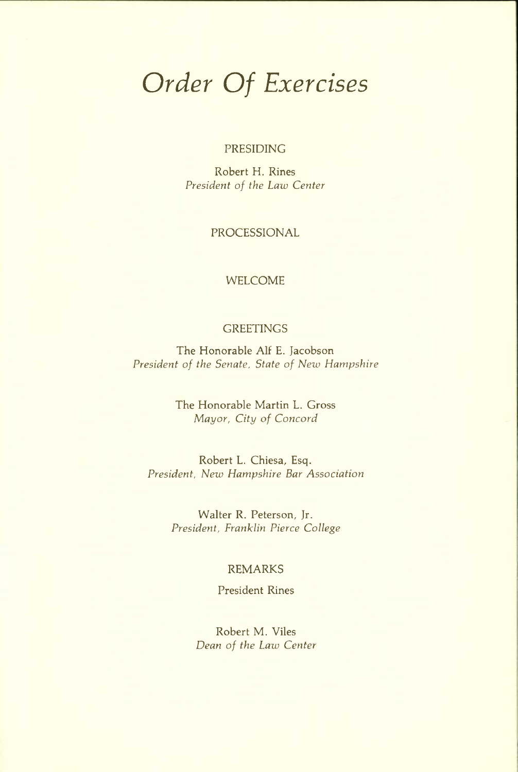# *Order Of Exercises*

PRESIDING

Robert H. Rines
*President of the Law Center*

PROCESSIONAL

WELCOME

GREETINGS

The Honorable Alf E. Jacobson
*President of the Senate, State of New Hampshire*

The Honorable Martin L. Gross
*Mayor, City of Concord*

Robert L. Chiesa, Esq.
*President, New Hampshire Bar Association*

Walter R. Peterson, Jr.
*President, Franklin Pierce College*

REMARKS

President Rines

Robert M. Viles
*Dean of the Law Center*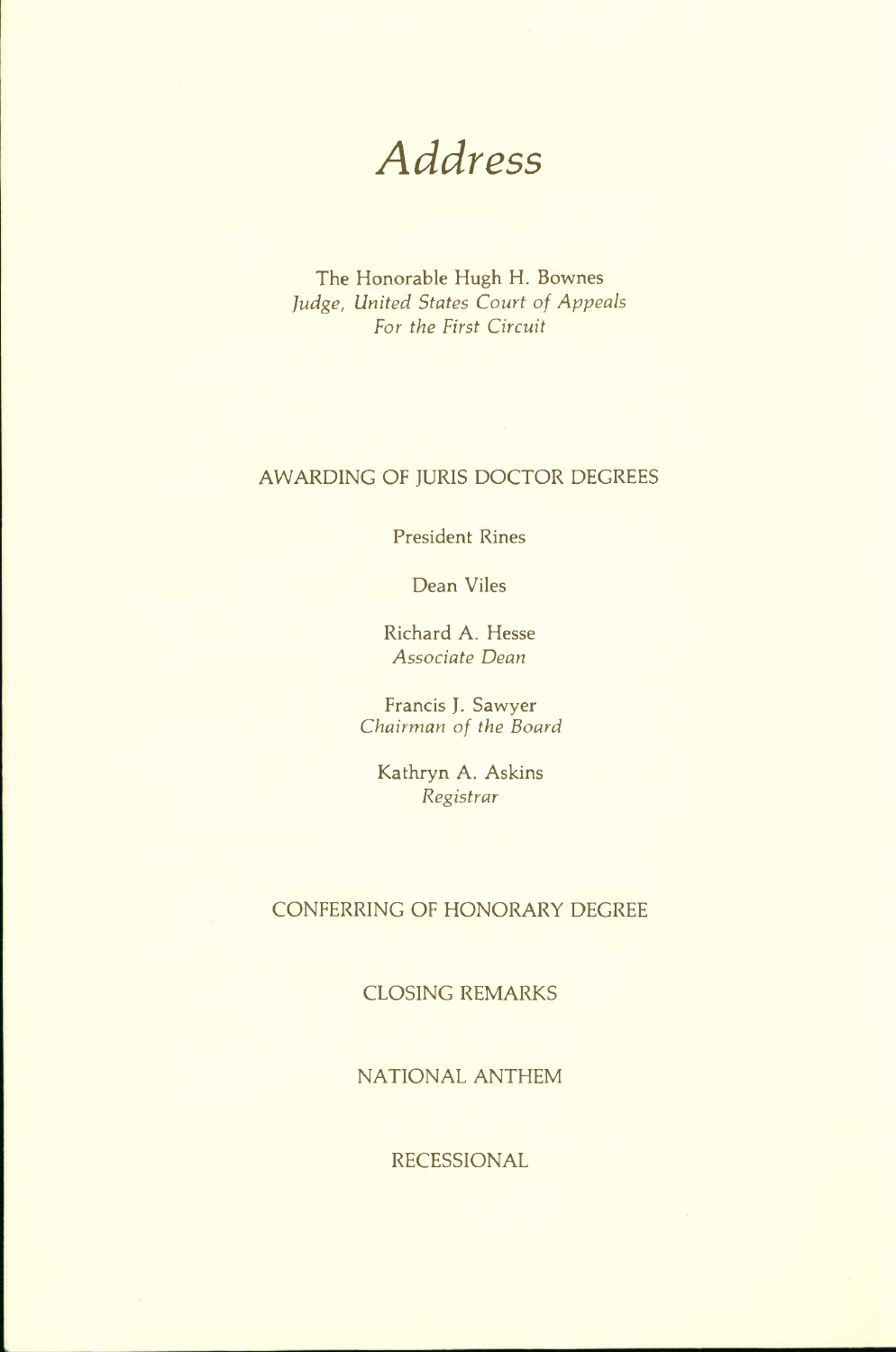# *Address*

The Honorable Hugh H. Bownes
*Judge, United States Court of Appeals*
*For the First Circuit*

AWARDING OF JURIS DOCTOR DEGREES

President Rines

Dean Viles

Richard A. Hesse
*Associate Dean*

Francis J. Sawyer
*Chairman of the Board*

Kathryn A. Askins
*Registrar*

CONFERRING OF HONORARY DEGREE

CLOSING REMARKS

NATIONAL ANTHEM

RECESSIONAL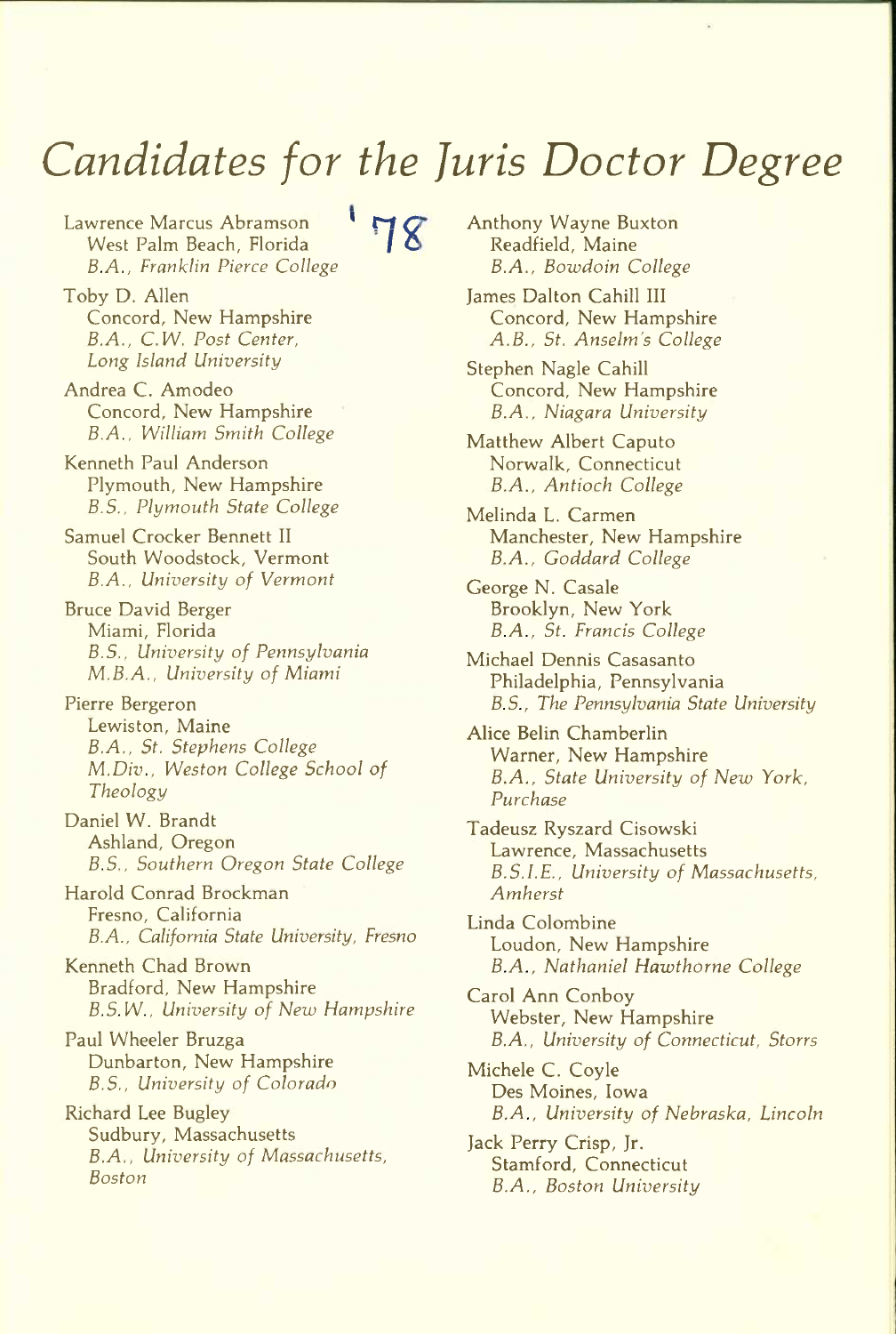# Candidates for the Juris Doctor Degree

'78

Lawrence Marcus Abramson
West Palm Beach, Florida
*B.A., Franklin Pierce College*

Toby D. Allen
Concord, New Hampshire
*B.A., C.W. Post Center, Long Island University*

Andrea C. Amodeo
Concord, New Hampshire
*B.A., William Smith College*

Kenneth Paul Anderson
Plymouth, New Hampshire
*B.S., Plymouth State College*

Samuel Crocker Bennett II
South Woodstock, Vermont
*B.A., University of Vermont*

Bruce David Berger
Miami, Florida
*B.S., University of Pennsylvania*
*M.B.A., University of Miami*

Pierre Bergeron
Lewiston, Maine
*B.A., St. Stephens College*
*M.Div., Weston College School of Theology*

Daniel W. Brandt
Ashland, Oregon
*B.S., Southern Oregon State College*

Harold Conrad Brockman
Fresno, California
*B.A., California State University, Fresno*

Kenneth Chad Brown
Bradford, New Hampshire
*B.S.W., University of New Hampshire*

Paul Wheeler Bruzga
Dunbarton, New Hampshire
*B.S., University of Colorado*

Richard Lee Bugley
Sudbury, Massachusetts
*B.A., University of Massachusetts, Boston*

Anthony Wayne Buxton
Readfield, Maine
*B.A., Bowdoin College*

James Dalton Cahill III
Concord, New Hampshire
*A.B., St. Anselm's College*

Stephen Nagle Cahill
Concord, New Hampshire
*B.A., Niagara University*

Matthew Albert Caputo
Norwalk, Connecticut
*B.A., Antioch College*

Melinda L. Carmen
Manchester, New Hampshire
*B.A., Goddard College*

George N. Casale
Brooklyn, New York
*B.A., St. Francis College*

Michael Dennis Casasanto
Philadelphia, Pennsylvania
*B.S., The Pennsylvania State University*

Alice Belin Chamberlin
Warner, New Hampshire
*B.A., State University of New York, Purchase*

Tadeusz Ryszard Cisowski
Lawrence, Massachusetts
*B.S.I.E., University of Massachusetts, Amherst*

Linda Colombine
Loudon, New Hampshire
*B.A., Nathaniel Hawthorne College*

Carol Ann Conboy
Webster, New Hampshire
*B.A., University of Connecticut, Storrs*

Michele C. Coyle
Des Moines, Iowa
*B.A., University of Nebraska, Lincoln*

Jack Perry Crisp, Jr.
Stamford, Connecticut
*B.A., Boston University*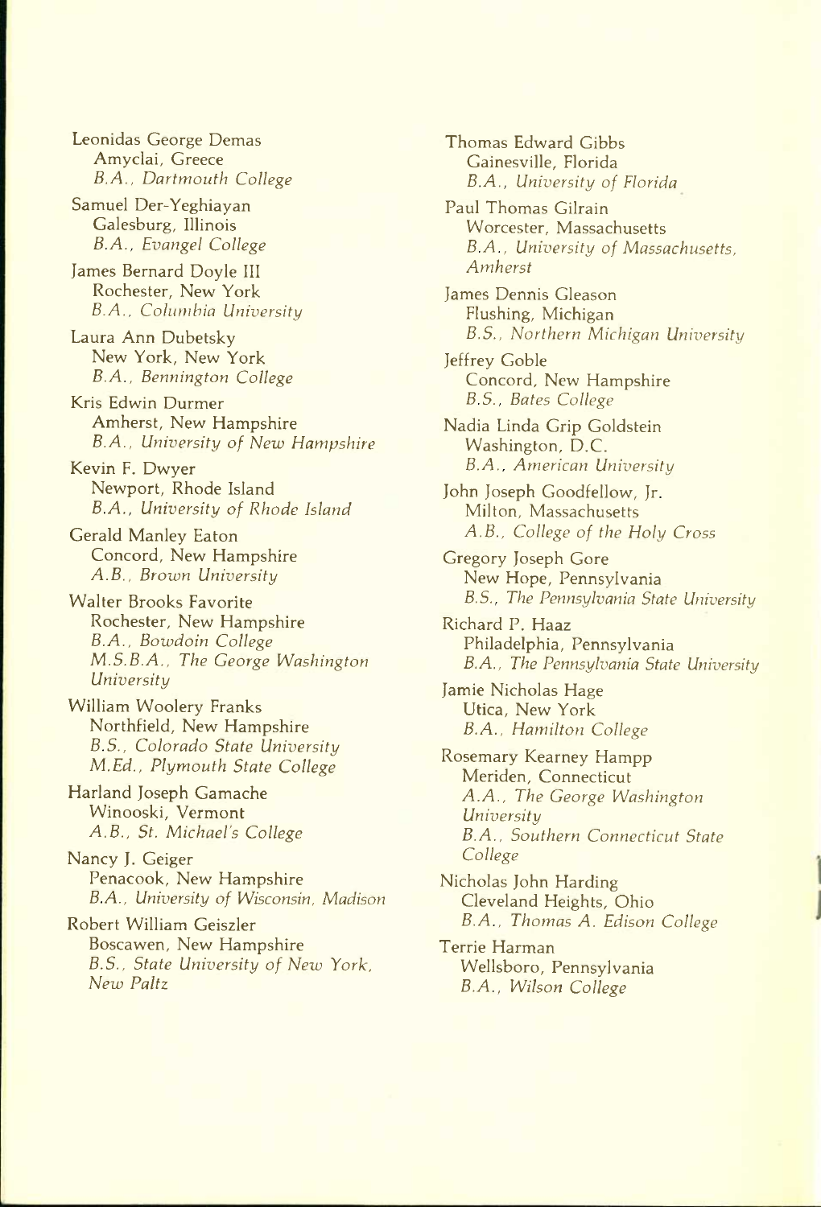Leonidas George Demas
Amyclai, Greece
*B.A., Dartmouth College*

Samuel Der-Yeghiayan
Galesburg, Illinois
*B.A., Evangel College*

James Bernard Doyle III
Rochester, New York
*B.A., Columbia University*

Laura Ann Dubetsky
New York, New York
*B.A., Bennington College*

Kris Edwin Durmer
Amherst, New Hampshire
*B.A., University of New Hampshire*

Kevin F. Dwyer
Newport, Rhode Island
*B.A., University of Rhode Island*

Gerald Manley Eaton
Concord, New Hampshire
*A.B., Brown University*

Walter Brooks Favorite
Rochester, New Hampshire
*B.A., Bowdoin College*
*M.S.B.A., The George Washington University*

William Woolery Franks
Northfield, New Hampshire
*B.S., Colorado State University*
*M.Ed., Plymouth State College*

Harland Joseph Gamache
Winooski, Vermont
*A.B., St. Michael's College*

Nancy J. Geiger
Penacook, New Hampshire
*B.A., University of Wisconsin, Madison*

Robert William Geiszler
Boscawen, New Hampshire
*B.S., State University of New York, New Paltz*

Thomas Edward Gibbs
Gainesville, Florida
*B.A., University of Florida*

Paul Thomas Gilrain
Worcester, Massachusetts
*B.A., University of Massachusetts, Amherst*

James Dennis Gleason
Flushing, Michigan
*B.S., Northern Michigan University*

Jeffrey Goble
Concord, New Hampshire
*B.S., Bates College*

Nadia Linda Grip Goldstein
Washington, D.C.
*B.A., American University*

John Joseph Goodfellow, Jr.
Milton, Massachusetts
*A.B., College of the Holy Cross*

Gregory Joseph Gore
New Hope, Pennsylvania
*B.S., The Pennsylvania State University*

Richard P. Haaz
Philadelphia, Pennsylvania
*B.A., The Pennsylvania State University*

Jamie Nicholas Hage
Utica, New York
*B.A., Hamilton College*

Rosemary Kearney Hampp
Meriden, Connecticut
*A.A., The George Washington University*
*B.A., Southern Connecticut State College*

Nicholas John Harding
Cleveland Heights, Ohio
*B.A., Thomas A. Edison College*

Terrie Harman
Wellsboro, Pennsylvania
*B.A., Wilson College*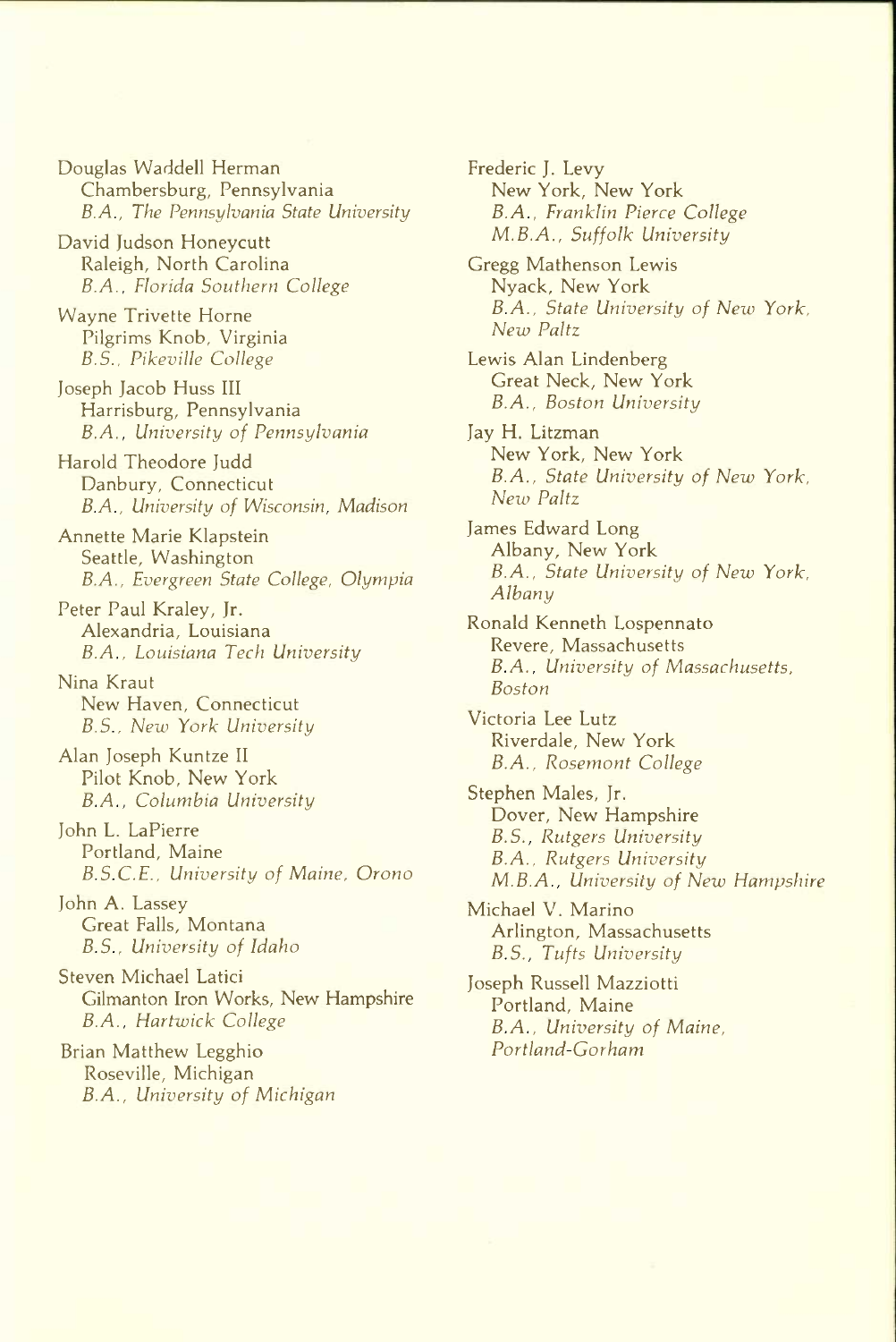Douglas Waddell Herman
Chambersburg, Pennsylvania
*B.A., The Pennsylvania State University*

David Judson Honeycutt
Raleigh, North Carolina
*B.A., Florida Southern College*

Wayne Trivette Horne
Pilgrims Knob, Virginia
*B.S., Pikeville College*

Joseph Jacob Huss III
Harrisburg, Pennsylvania
*B.A., University of Pennsylvania*

Harold Theodore Judd
Danbury, Connecticut
*B.A., University of Wisconsin, Madison*

Annette Marie Klapstein
Seattle, Washington
*B.A., Evergreen State College, Olympia*

Peter Paul Kraley, Jr.
Alexandria, Louisiana
*B.A., Louisiana Tech University*

Nina Kraut
New Haven, Connecticut
*B.S., New York University*

Alan Joseph Kuntze II
Pilot Knob, New York
*B.A., Columbia University*

John L. LaPierre
Portland, Maine
*B.S.C.E., University of Maine, Orono*

John A. Lassey
Great Falls, Montana
*B.S., University of Idaho*

Steven Michael Latici
Gilmanton Iron Works, New Hampshire
*B.A., Hartwick College*

Brian Matthew Legghio
Roseville, Michigan
*B.A., University of Michigan*

Frederic J. Levy
New York, New York
*B.A., Franklin Pierce College*
*M.B.A., Suffolk University*

Gregg Mathenson Lewis
Nyack, New York
*B.A., State University of New York, New Paltz*

Lewis Alan Lindenberg
Great Neck, New York
*B.A., Boston University*

Jay H. Litzman
New York, New York
*B.A., State University of New York, New Paltz*

James Edward Long
Albany, New York
*B.A., State University of New York, Albany*

Ronald Kenneth Lospennato
Revere, Massachusetts
*B.A., University of Massachusetts, Boston*

Victoria Lee Lutz
Riverdale, New York
*B.A., Rosemont College*

Stephen Males, Jr.
Dover, New Hampshire
*B.S., Rutgers University*
*B.A., Rutgers University*
*M.B.A., University of New Hampshire*

Michael V. Marino
Arlington, Massachusetts
*B.S., Tufts University*

Joseph Russell Mazziotti
Portland, Maine
*B.A., University of Maine, Portland-Gorham*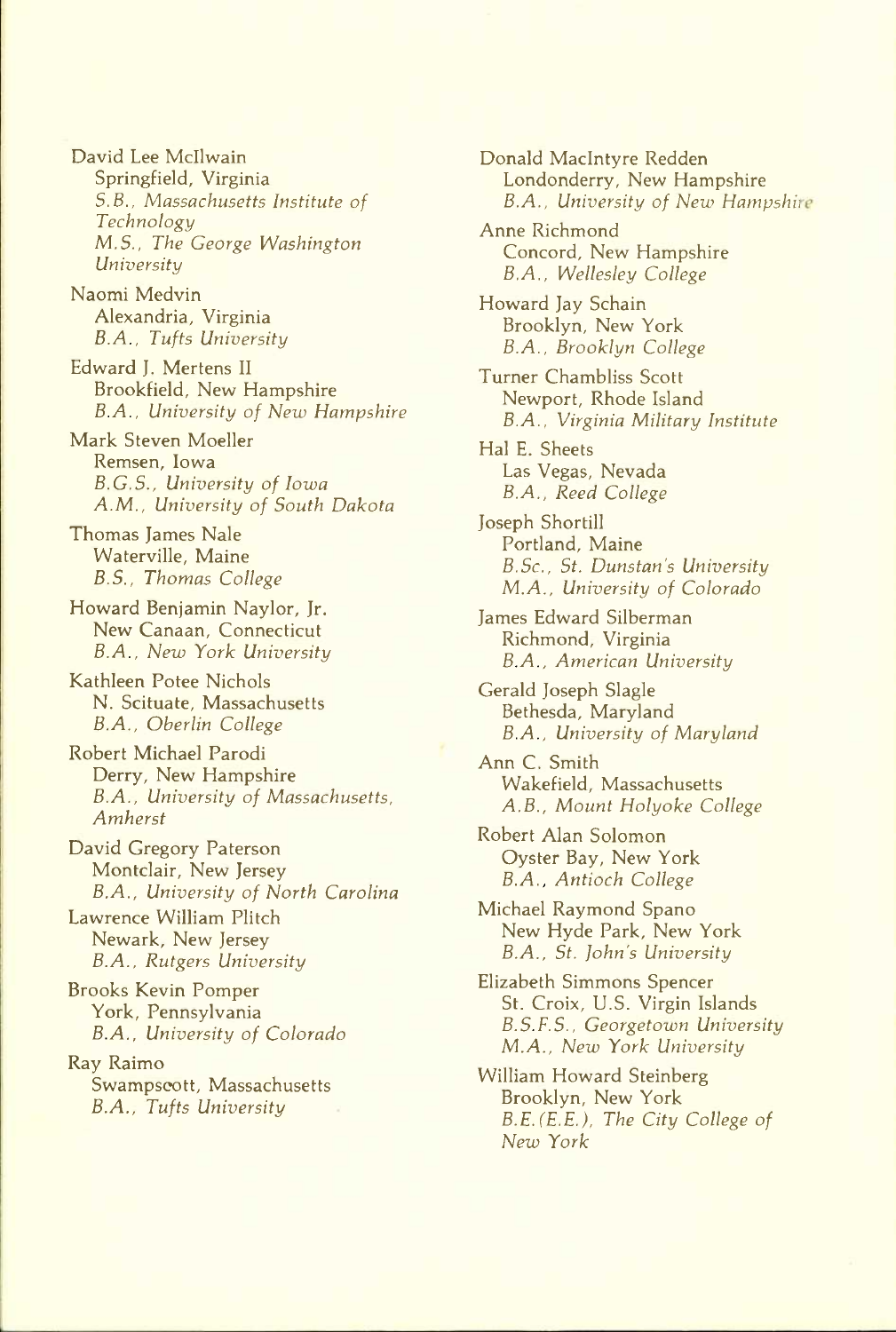David Lee McIlwain
Springfield, Virginia
*S.B., Massachusetts Institute of Technology*
*M.S., The George Washington University*

Naomi Medvin
Alexandria, Virginia
*B.A., Tufts University*

Edward J. Mertens II
Brookfield, New Hampshire
*B.A., University of New Hampshire*

Mark Steven Moeller
Remsen, Iowa
*B.G.S., University of Iowa*
*A.M., University of South Dakota*

Thomas James Nale
Waterville, Maine
*B.S., Thomas College*

Howard Benjamin Naylor, Jr.
New Canaan, Connecticut
*B.A., New York University*

Kathleen Potee Nichols
N. Scituate, Massachusetts
*B.A., Oberlin College*

Robert Michael Parodi
Derry, New Hampshire
*B.A., University of Massachusetts, Amherst*

David Gregory Paterson
Montclair, New Jersey
*B.A., University of North Carolina*

Lawrence William Plitch
Newark, New Jersey
*B.A., Rutgers University*

Brooks Kevin Pomper
York, Pennsylvania
*B.A., University of Colorado*

Ray Raimo
Swampscott, Massachusetts
*B.A., Tufts University*

Donald MacIntyre Redden
Londonderry, New Hampshire
*B.A., University of New Hampshire*

Anne Richmond
Concord, New Hampshire
*B.A., Wellesley College*

Howard Jay Schain
Brooklyn, New York
*B.A., Brooklyn College*

Turner Chambliss Scott
Newport, Rhode Island
*B.A., Virginia Military Institute*

Hal E. Sheets
Las Vegas, Nevada
*B.A., Reed College*

Joseph Shortill
Portland, Maine
*B.Sc., St. Dunstan's University*
*M.A., University of Colorado*

James Edward Silberman
Richmond, Virginia
*B.A., American University*

Gerald Joseph Slagle
Bethesda, Maryland
*B.A., University of Maryland*

Ann C. Smith
Wakefield, Massachusetts
*A.B., Mount Holyoke College*

Robert Alan Solomon
Oyster Bay, New York
*B.A., Antioch College*

Michael Raymond Spano
New Hyde Park, New York
*B.A., St. John's University*

Elizabeth Simmons Spencer
St. Croix, U.S. Virgin Islands
*B.S.F.S., Georgetown University*
*M.A., New York University*

William Howard Steinberg
Brooklyn, New York
*B.E.(E.E.), The City College of New York*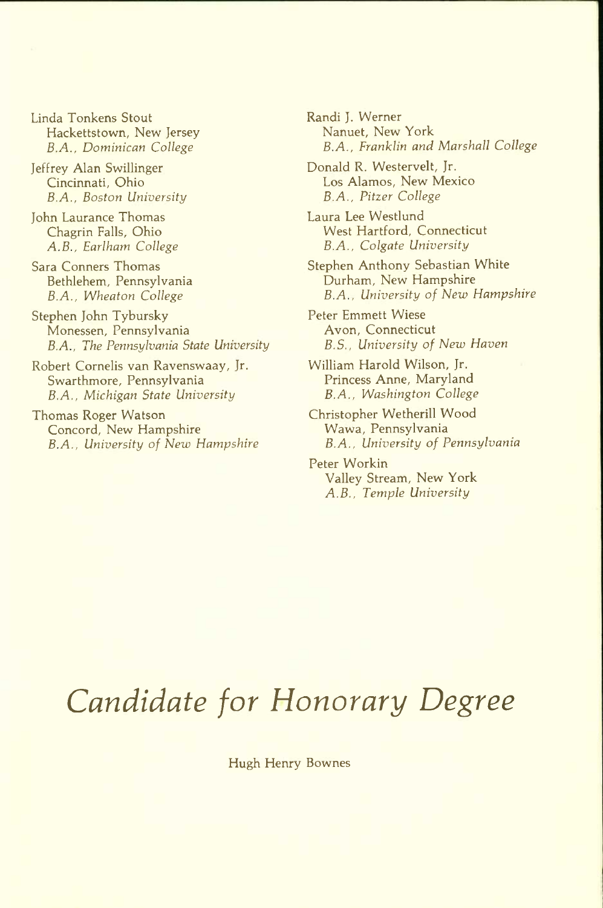Linda Tonkens Stout
Hackettstown, New Jersey
*B.A., Dominican College*

Jeffrey Alan Swillinger
Cincinnati, Ohio
*B.A., Boston University*

John Laurance Thomas
Chagrin Falls, Ohio
*A.B., Earlham College*

Sara Conners Thomas
Bethlehem, Pennsylvania
*B.A., Wheaton College*

Stephen John Tybursky
Monessen, Pennsylvania
*B.A., The Pennsylvania State University*

Robert Cornelis van Ravenswaay, Jr.
Swarthmore, Pennsylvania
*B.A., Michigan State University*

Thomas Roger Watson
Concord, New Hampshire
*B.A., University of New Hampshire*

Randi J. Werner
Nanuet, New York
*B.A., Franklin and Marshall College*

Donald R. Westervelt, Jr.
Los Alamos, New Mexico
*B.A., Pitzer College*

Laura Lee Westlund
West Hartford, Connecticut
*B.A., Colgate University*

Stephen Anthony Sebastian White
Durham, New Hampshire
*B.A., University of New Hampshire*

Peter Emmett Wiese
Avon, Connecticut
*B.S., University of New Haven*

William Harold Wilson, Jr.
Princess Anne, Maryland
*B.A., Washington College*

Christopher Wetherill Wood
Wawa, Pennsylvania
*B.A., University of Pennsylvania*

Peter Workin
Valley Stream, New York
*A.B., Temple University*

# *Candidate for Honorary Degree*

Hugh Henry Bownes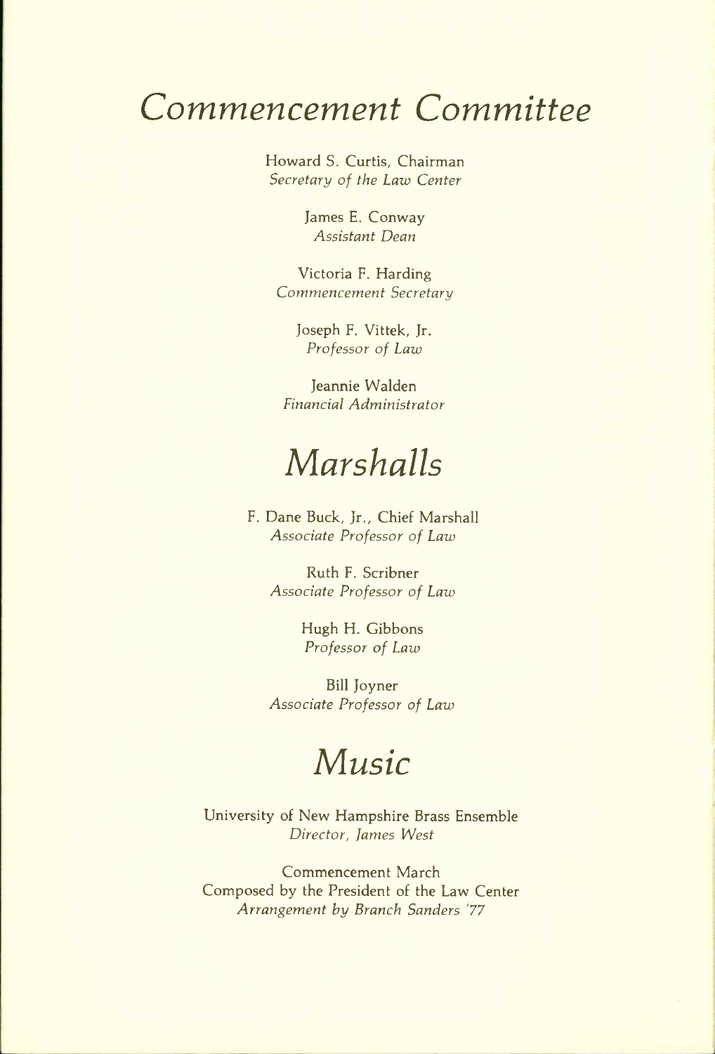# *Commencement Committee*

Howard S. Curtis, Chairman
*Secretary of the Law Center*

James E. Conway
*Assistant Dean*

Victoria F. Harding
*Commencement Secretary*

Joseph F. Vittek, Jr.
*Professor of Law*

Jeannie Walden
*Financial Administrator*

# *Marshalls*

F. Dane Buck, Jr., Chief Marshall
*Associate Professor of Law*

Ruth F. Scribner
*Associate Professor of Law*

Hugh H. Gibbons
*Professor of Law*

Bill Joyner
*Associate Professor of Law*

# *Music*

University of New Hampshire Brass Ensemble
*Director, James West*

Commencement March
Composed by the President of the Law Center
*Arrangement by Branch Sanders '77*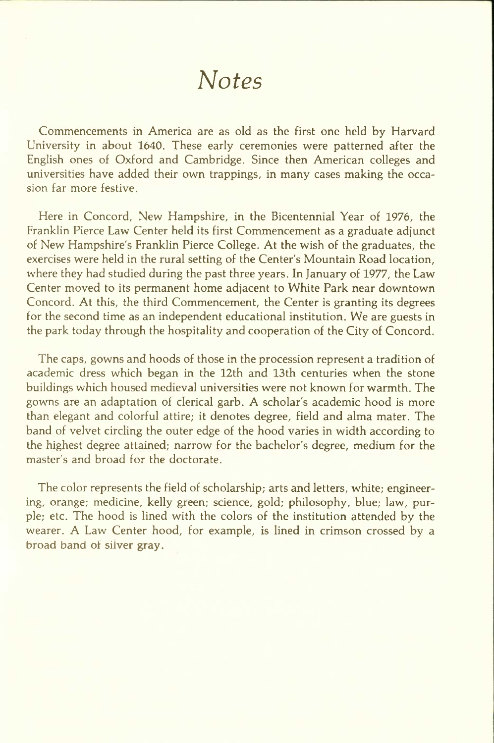# *Notes*

Commencements in America are as old as the first one held by Harvard University in about 1640. These early ceremonies were patterned after the English ones of Oxford and Cambridge. Since then American colleges and universities have added their own trappings, in many cases making the occasion far more festive.

Here in Concord, New Hampshire, in the Bicentennial Year of 1976, the Franklin Pierce Law Center held its first Commencement as a graduate adjunct of New Hampshire's Franklin Pierce College. At the wish of the graduates, the exercises were held in the rural setting of the Center's Mountain Road location, where they had studied during the past three years. In January of 1977, the Law Center moved to its permanent home adjacent to White Park near downtown Concord. At this, the third Commencement, the Center is granting its degrees for the second time as an independent educational institution. We are guests in the park today through the hospitality and cooperation of the City of Concord.

The caps, gowns and hoods of those in the procession represent a tradition of academic dress which began in the 12th and 13th centuries when the stone buildings which housed medieval universities were not known for warmth. The gowns are an adaptation of clerical garb. A scholar's academic hood is more than elegant and colorful attire; it denotes degree, field and alma mater. The band of velvet circling the outer edge of the hood varies in width according to the highest degree attained; narrow for the bachelor's degree, medium for the master's and broad for the doctorate.

The color represents the field of scholarship; arts and letters, white; engineering, orange; medicine, kelly green; science, gold; philosophy, blue; law, purple; etc. The hood is lined with the colors of the institution attended by the wearer. A Law Center hood, for example, is lined in crimson crossed by a broad band of silver gray.